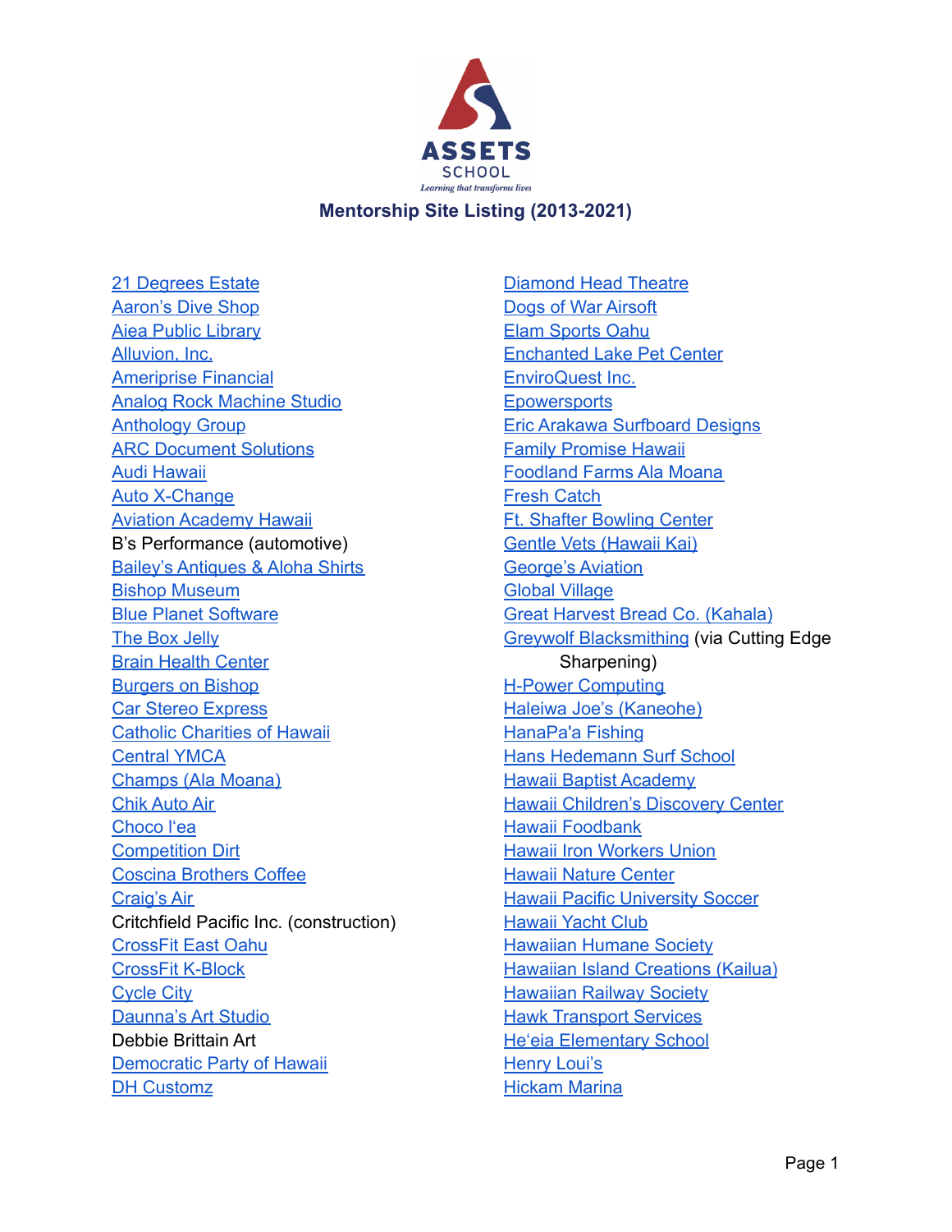ASSETS SCHOOL

*Learning that transforms lives*

## Mentorship Site Listing (2013-2021)

- 21 Degrees Estate
- Aaron's Dive Shop
- Aiea Public Library
- Alluvion, Inc.
- Ameriprise Financial
- Analog Rock Machine Studio
- Anthology Group
- ARC Document Solutions
- Audi Hawaii
- Auto X-Change
- Aviation Academy Hawaii
- B's Performance (automotive)
- Bailey's Antiques & Aloha Shirts
- Bishop Museum
- Blue Planet Software
- The Box Jelly
- Brain Health Center
- Burgers on Bishop
- Car Stereo Express
- Catholic Charities of Hawaii
- Central YMCA
- Champs (Ala Moana)
- Chik Auto Air
- Choco I'ea
- Competition Dirt
- Coscina Brothers Coffee
- Craig's Air
- Critchfield Pacific Inc. (construction)
- CrossFit East Oahu
- CrossFit K-Block
- Cycle City
- Daunna's Art Studio
- Debbie Brittain Art
- Democratic Party of Hawaii
- DH Customz
- Diamond Head Theatre
- Dogs of War Airsoft
- Elam Sports Oahu
- Enchanted Lake Pet Center
- EnviroQuest Inc.
- Epowersports
- Eric Arakawa Surfboard Designs
- Family Promise Hawaii
- Foodland Farms Ala Moana
- Fresh Catch
- Ft. Shafter Bowling Center
- Gentle Vets (Hawaii Kai)
- George's Aviation
- Global Village
- Great Harvest Bread Co. (Kahala)
- Greywolf Blacksmithing (via Cutting Edge Sharpening)
- H-Power Computing
- Haleiwa Joe's (Kaneohe)
- HanaPa'a Fishing
- Hans Hedemann Surf School
- Hawaii Baptist Academy
- Hawaii Children's Discovery Center
- Hawaii Foodbank
- Hawaii Iron Workers Union
- Hawaii Nature Center
- Hawaii Pacific University Soccer
- Hawaii Yacht Club
- Hawaiian Humane Society
- Hawaiian Island Creations (Kailua)
- Hawaiian Railway Society
- Hawk Transport Services
- He'eia Elementary School
- Henry Loui's
- Hickam Marina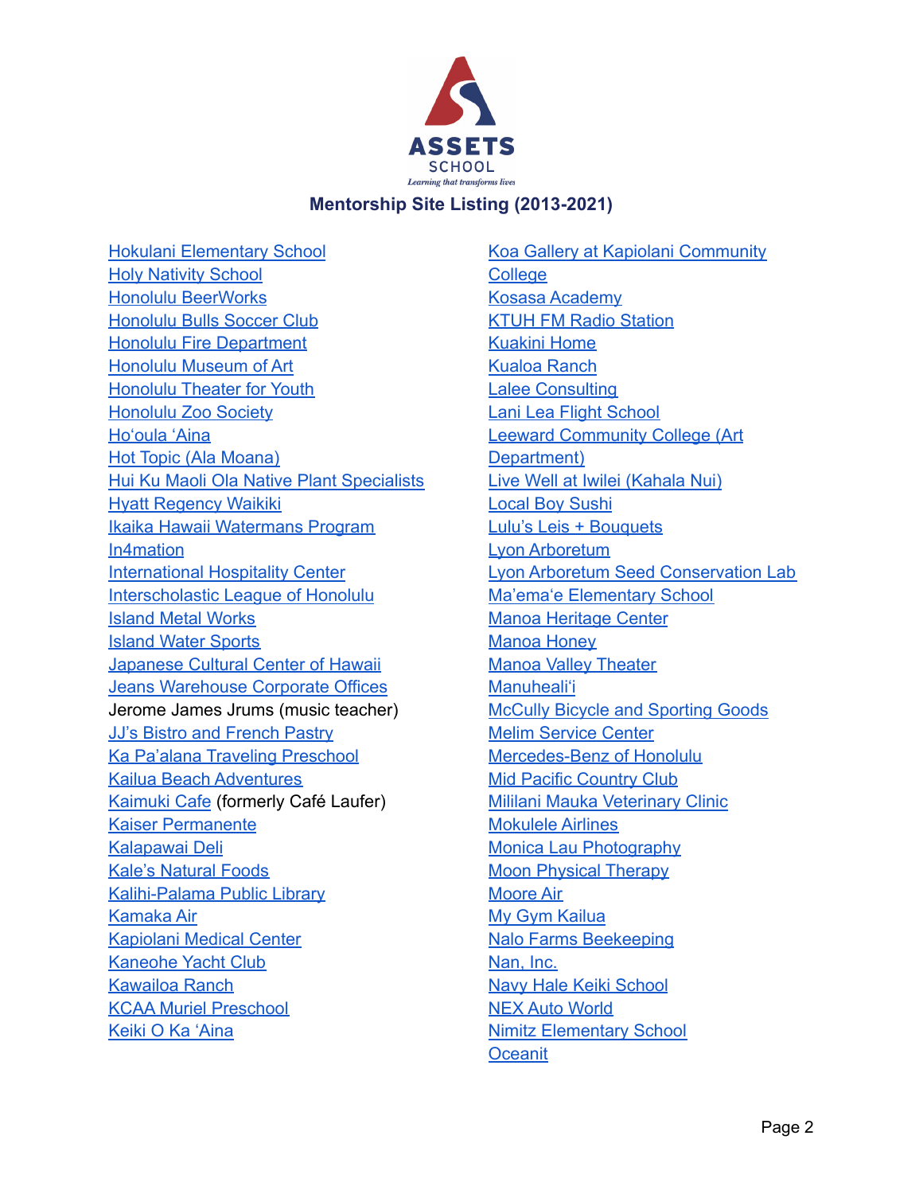**ASSETS SCHOOL**

*Learning that transforms lives*

## Mentorship Site Listing (2013-2021)

- Hokulani Elementary School
- Holy Nativity School
- Honolulu BeerWorks
- Honolulu Bulls Soccer Club
- Honolulu Fire Department
- Honolulu Museum of Art
- Honolulu Theater for Youth
- Honolulu Zoo Society
- Hoʻoula ʻAina
- Hot Topic (Ala Moana)
- Hui Ku Maoli Ola Native Plant Specialists
- Hyatt Regency Waikiki
- Ikaika Hawaii Watermans Program
- In4mation
- International Hospitality Center
- Interscholastic League of Honolulu
- Island Metal Works
- Island Water Sports
- Japanese Cultural Center of Hawaii
- Jeans Warehouse Corporate Offices
- Jerome James Jrums (music teacher)
- JJ's Bistro and French Pastry
- Ka Pa'alana Traveling Preschool
- Kailua Beach Adventures
- Kaimuki Cafe (formerly Café Laufer)
- Kaiser Permanente
- Kalapawai Deli
- Kale's Natural Foods
- Kalihi-Palama Public Library
- Kamaka Air
- Kapiolani Medical Center
- Kaneohe Yacht Club
- Kawailoa Ranch
- KCAA Muriel Preschool
- Keiki O Ka ʻAina
- Koa Gallery at Kapiolani Community College
- Kosasa Academy
- KTUH FM Radio Station
- Kuakini Home
- Kualoa Ranch
- Lalee Consulting
- Lani Lea Flight School
- Leeward Community College (Art Department)
- Live Well at Iwilei (Kahala Nui)
- Local Boy Sushi
- Lulu's Leis + Bouquets
- Lyon Arboretum
- Lyon Arboretum Seed Conservation Lab
- Ma'emaʻe Elementary School
- Manoa Heritage Center
- Manoa Honey
- Manoa Valley Theater
- Manuhealiʻi
- McCully Bicycle and Sporting Goods
- Melim Service Center
- Mercedes-Benz of Honolulu
- Mid Pacific Country Club
- Mililani Mauka Veterinary Clinic
- Mokulele Airlines
- Monica Lau Photography
- Moon Physical Therapy
- Moore Air
- My Gym Kailua
- Nalo Farms Beekeeping
- Nan, Inc.
- Navy Hale Keiki School
- NEX Auto World
- Nimitz Elementary School
- Oceanit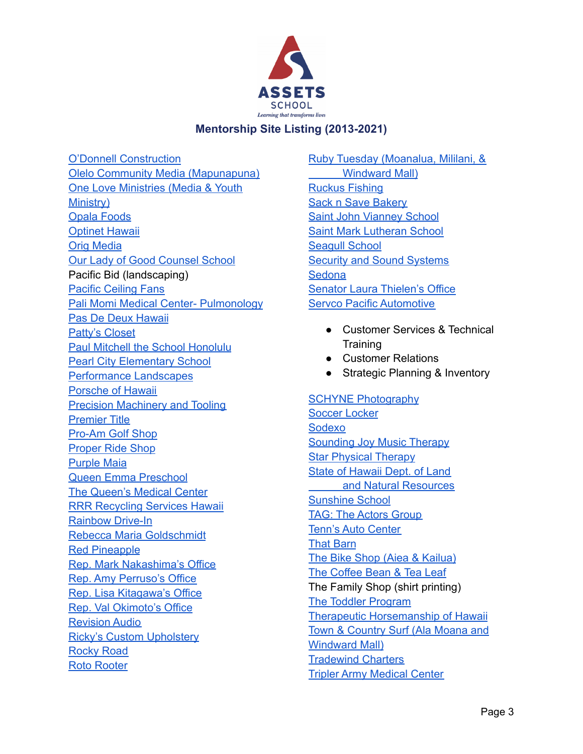**ASSETS SCHOOL**
*Learning that transforms lives*

## Mentorship Site Listing (2013-2021)

O'Donnell Construction
Olelo Community Media (Mapunapuna)
One Love Ministries (Media & Youth Ministry)
Opala Foods
Optinet Hawaii
Orig Media
Our Lady of Good Counsel School
Pacific Bid (landscaping)
Pacific Ceiling Fans
Pali Momi Medical Center- Pulmonology
Pas De Deux Hawaii
Patty's Closet
Paul Mitchell the School Honolulu
Pearl City Elementary School
Performance Landscapes
Porsche of Hawaii
Precision Machinery and Tooling
Premier Title
Pro-Am Golf Shop
Proper Ride Shop
Purple Maia
Queen Emma Preschool
The Queen's Medical Center
RRR Recycling Services Hawaii
Rainbow Drive-In
Rebecca Maria Goldschmidt
Red Pineapple
Rep. Mark Nakashima's Office
Rep. Amy Perruso's Office
Rep. Lisa Kitagawa's Office
Rep. Val Okimoto's Office
Revision Audio
Ricky's Custom Upholstery
Rocky Road
Roto Rooter
Ruby Tuesday (Moanalua, Mililani, & Windward Mall)
Ruckus Fishing
Sack n Save Bakery
Saint John Vianney School
Saint Mark Lutheran School
Seagull School
Security and Sound Systems
Sedona
Senator Laura Thielen's Office
Servco Pacific Automotive

- Customer Services & Technical Training
- Customer Relations
- Strategic Planning & Inventory

SCHYNE Photography
Soccer Locker
Sodexo
Sounding Joy Music Therapy
Star Physical Therapy
State of Hawaii Dept. of Land and Natural Resources
Sunshine School
TAG: The Actors Group
Tenn's Auto Center
That Barn
The Bike Shop (Aiea & Kailua)
The Coffee Bean & Tea Leaf
The Family Shop (shirt printing)
The Toddler Program
Therapeutic Horsemanship of Hawaii
Town & Country Surf (Ala Moana and Windward Mall)
Tradewind Charters
Tripler Army Medical Center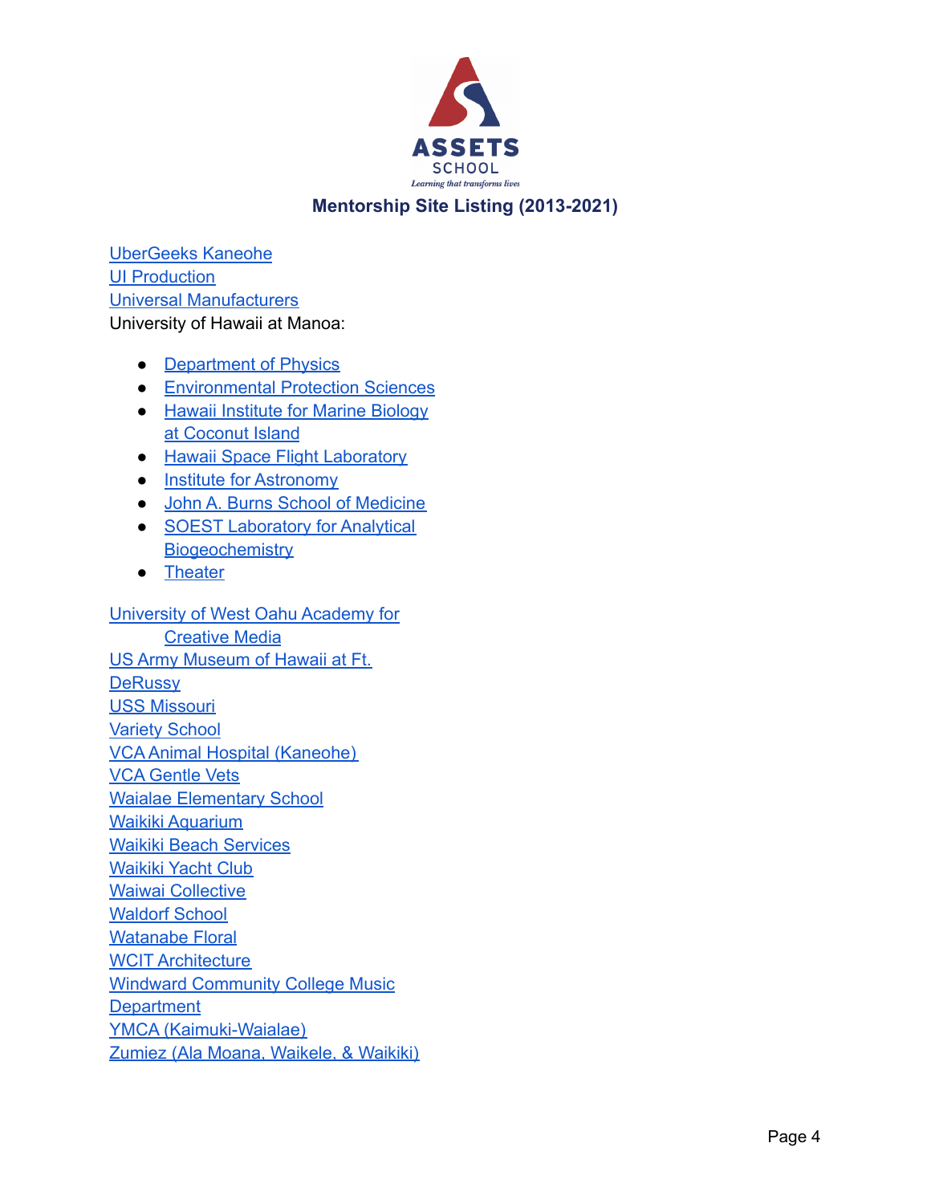**ASSETS SCHOOL**

*Learning that transforms lives*

## Mentorship Site Listing (2013-2021)

UberGeeks Kaneohe
UI Production
Universal Manufacturers
University of Hawaii at Manoa:

- Department of Physics
- Environmental Protection Sciences
- Hawaii Institute for Marine Biology at Coconut Island
- Hawaii Space Flight Laboratory
- Institute for Astronomy
- John A. Burns School of Medicine
- SOEST Laboratory for Analytical Biogeochemistry
- Theater

University of West Oahu Academy for Creative Media
US Army Museum of Hawaii at Ft. DeRussy
USS Missouri
Variety School
VCA Animal Hospital (Kaneohe)
VCA Gentle Vets
Waialae Elementary School
Waikiki Aquarium
Waikiki Beach Services
Waikiki Yacht Club
Waiwai Collective
Waldorf School
Watanabe Floral
WCIT Architecture
Windward Community College Music Department
YMCA (Kaimuki-Waialae)
Zumiez (Ala Moana, Waikele, & Waikiki)